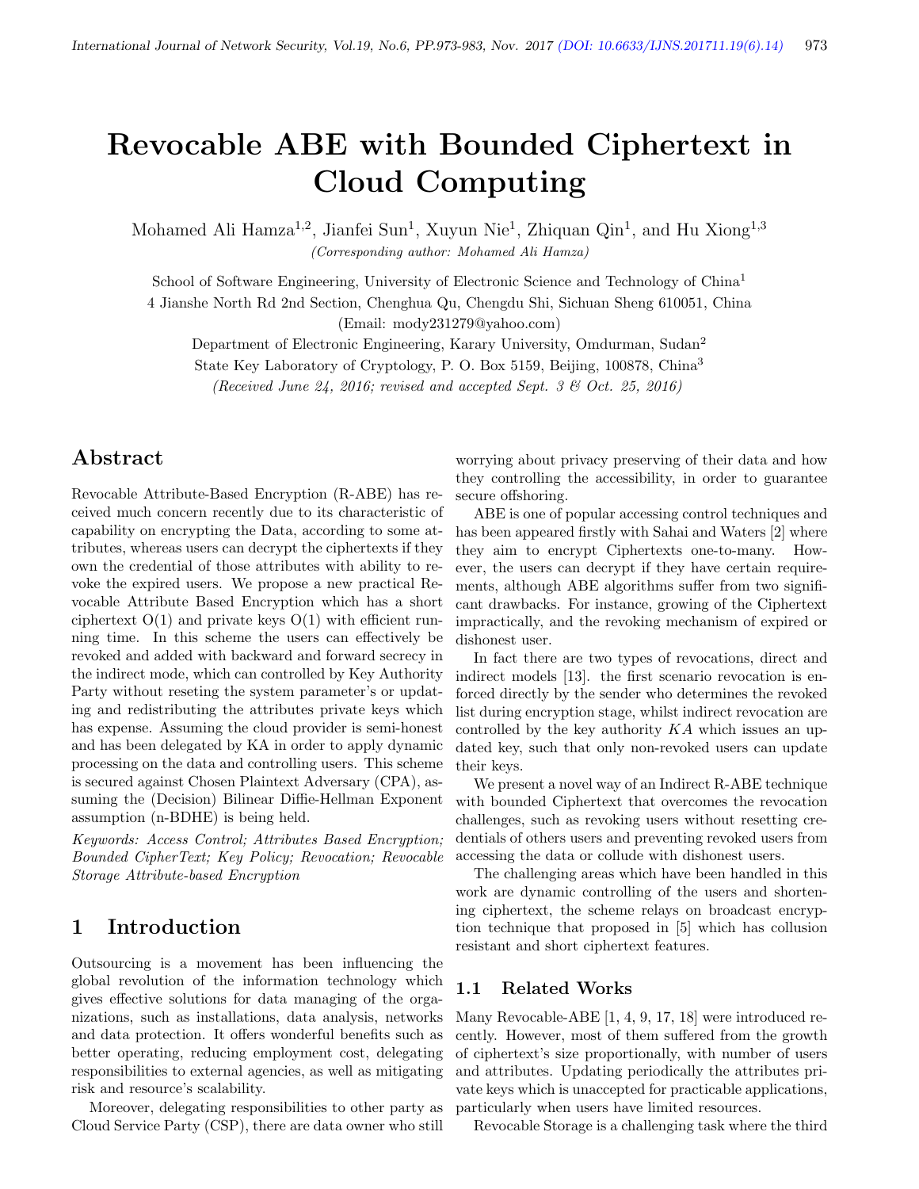# Revocable ABE with Bounded Ciphertext in Cloud Computing

Mohamed Ali Hamza[1,2], Jianfei Sun[1], Xuyun Nie[1], Zhiquan Qin[1], and Hu Xiong[1,3]

*(Corresponding author: Mohamed Ali Hamza)*

School of Software Engineering, University of Electronic Science and Technology of China[1]

4 Jianshe North Rd 2nd Section, Chenghua Qu, Chengdu Shi, Sichuan Sheng 610051, China

(Email: mody231279@yahoo.com)

Department of Electronic Engineering, Karary University, Omdurman, Sudan[2]

State Key Laboratory of Cryptology, P. O. Box 5159, Beijing, 100878, China[3]

*(Received June 24, 2016; revised and accepted Sept. 3 & Oct. 25, 2016)*

## Abstract

Revocable Attribute-Based Encryption (R-ABE) has received much concern recently due to its characteristic of capability on encrypting the Data, according to some attributes, whereas users can decrypt the ciphertexts if they own the credential of those attributes with ability to revoke the expired users. We propose a new practical Revocable Attribute Based Encryption which has a short ciphertext O(1) and private keys O(1) with efficient running time. In this scheme the users can effectively be revoked and added with backward and forward secrecy in the indirect mode, which can controlled by Key Authority Party without reseting the system parameter's or updating and redistributing the attributes private keys which has expense. Assuming the cloud provider is semi-honest and has been delegated by KA in order to apply dynamic processing on the data and controlling users. This scheme is secured against Chosen Plaintext Adversary (CPA), assuming the (Decision) Bilinear Diffie-Hellman Exponent assumption (n-BDHE) is being held.

*Keywords: Access Control; Attributes Based Encryption; Bounded CipherText; Key Policy; Revocation; Revocable Storage Attribute-based Encryption*

## 1 Introduction

Outsourcing is a movement has been influencing the global revolution of the information technology which gives effective solutions for data managing of the organizations, such as installations, data analysis, networks and data protection. It offers wonderful benefits such as better operating, reducing employment cost, delegating responsibilities to external agencies, as well as mitigating risk and resource's scalability.

Moreover, delegating responsibilities to other party as Cloud Service Party (CSP), there are data owner who still worrying about privacy preserving of their data and how they controlling the accessibility, in order to guarantee secure offshoring.

ABE is one of popular accessing control techniques and has been appeared firstly with Sahai and Waters [2] where they aim to encrypt Ciphertexts one-to-many. However, the users can decrypt if they have certain requirements, although ABE algorithms suffer from two significant drawbacks. For instance, growing of the Ciphertext impractically, and the revoking mechanism of expired or dishonest user.

In fact there are two types of revocations, direct and indirect models [13]. the first scenario revocation is enforced directly by the sender who determines the revoked list during encryption stage, whilst indirect revocation are controlled by the key authority $KA$ which issues an updated key, such that only non-revoked users can update their keys.

We present a novel way of an Indirect R-ABE technique with bounded Ciphertext that overcomes the revocation challenges, such as revoking users without resetting credentials of others users and preventing revoked users from accessing the data or collude with dishonest users.

The challenging areas which have been handled in this work are dynamic controlling of the users and shortening ciphertext, the scheme relays on broadcast encryption technique that proposed in [5] which has collusion resistant and short ciphertext features.

### 1.1 Related Works

Many Revocable-ABE [1, 4, 9, 17, 18] were introduced recently. However, most of them suffered from the growth of ciphertext's size proportionally, with number of users and attributes. Updating periodically the attributes private keys which is unaccepted for practicable applications, particularly when users have limited resources.

Revocable Storage is a challenging task where the third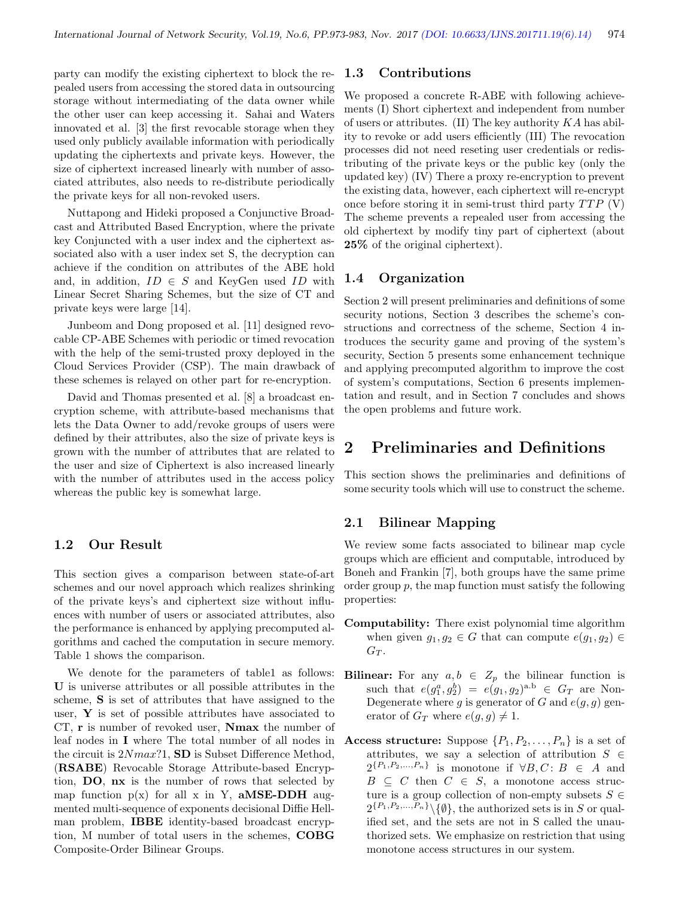party can modify the existing ciphertext to block the repealed users from accessing the stored data in outsourcing storage without intermediating of the data owner while the other user can keep accessing it. Sahai and Waters innovated et al. [3] the first revocable storage when they used only publicly available information with periodically updating the ciphertexts and private keys. However, the size of ciphertext increased linearly with number of associated attributes, also needs to re-distribute periodically the private keys for all non-revoked users.

Nuttapong and Hideki proposed a Conjunctive Broadcast and Attributed Based Encryption, where the private key Conjuncted with a user index and the ciphertext associated also with a user index set S, the decryption can achieve if the condition on attributes of the ABE hold and, in addition, $ID \in S$ and KeyGen used $ID$ with Linear Secret Sharing Schemes, but the size of CT and private keys were large [14].

Junbeom and Dong proposed et al. [11] designed revocable CP-ABE Schemes with periodic or timed revocation with the help of the semi-trusted proxy deployed in the Cloud Services Provider (CSP). The main drawback of these schemes is relayed on other part for re-encryption.

David and Thomas presented et al. [8] a broadcast encryption scheme, with attribute-based mechanisms that lets the Data Owner to add/revoke groups of users were defined by their attributes, also the size of private keys is grown with the number of attributes that are related to the user and size of Ciphertext is also increased linearly with the number of attributes used in the access policy whereas the public key is somewhat large.

### 1.2 Our Result

This section gives a comparison between state-of-art schemes and our novel approach which realizes shrinking of the private keys's and ciphertext size without influences with number of users or associated attributes, also the performance is enhanced by applying precomputed algorithms and cached the computation in secure memory. Table 1 shows the comparison.

We denote for the parameters of table1 as follows: **U** is universe attributes or all possible attributes in the scheme, **S** is set of attributes that have assigned to the user, **Y** is set of possible attributes have associated to CT, **r** is number of revoked user, **Nmax** the number of leaf nodes in **I** where The total number of all nodes in the circuit is $2Nmax?1$, **SD** is Subset Difference Method, (**RSABE**) Revocable Storage Attribute-based Encryption, **DO**, **nx** is the number of rows that selected by map function p(x) for all x in Y, **aMSE-DDH** augmented multi-sequence of exponents decisional Diffie Hellman problem, **IBBE** identity-based broadcast encryption, M number of total users in the schemes, **COBG** Composite-Order Bilinear Groups.

### 1.3 Contributions

We proposed a concrete R-ABE with following achievements (I) Short ciphertext and independent from number of users or attributes. (II) The key authority $KA$ has ability to revoke or add users efficiently (III) The revocation processes did not need reseting user credentials or redistributing of the private keys or the public key (only the updated key) (IV) There a proxy re-encryption to prevent the existing data, however, each ciphertext will re-encrypt once before storing it in semi-trust third party $TTP$ (V) The scheme prevents a repealed user from accessing the old ciphertext by modify tiny part of ciphertext (about **25%** of the original ciphertext).

### 1.4 Organization

Section 2 will present preliminaries and definitions of some security notions, Section 3 describes the scheme's constructions and correctness of the scheme, Section 4 introduces the security game and proving of the system's security, Section 5 presents some enhancement technique and applying precomputed algorithm to improve the cost of system's computations, Section 6 presents implementation and result, and in Section 7 concludes and shows the open problems and future work.

## 2 Preliminaries and Definitions

This section shows the preliminaries and definitions of some security tools which will use to construct the scheme.

### 2.1 Bilinear Mapping

We review some facts associated to bilinear map cycle groups which are efficient and computable, introduced by Boneh and Frankin [7], both groups have the same prime order group $p$, the map function must satisfy the following properties:

**Computability:** There exist polynomial time algorithm when given $g_1, g_2 \in G$ that can compute $e(g_1, g_2) \in G_T$.

**Bilinear:** For any $a, b \in Z_p$ the bilinear function is such that $e(g_1^a, g_2^b) = e(g_1, g_2)^{a.b} \in G_T$ are Non-Degenerate where $g$ is generator of $G$ and $e(g, g)$ generator of $G_T$ where $e(g, g) \neq 1$.

**Access structure:** Suppose $\{P_1, P_2, \ldots, P_n\}$ is a set of attributes, we say a selection of attribution $S \in 2^{\{P_1, P_2, \ldots, P_n\}}$ is monotone if $\forall B, C \colon B \in A$ and $B \subseteq C$ then $C \in S$, a monotone access structure is a group collection of non-empty subsets $S \in 2^{\{P_1, P_2, \ldots, P_n\}} \backslash \{\emptyset\}$, the authorized sets is in $S$ or qualified set, and the sets are not in S called the unauthorized sets. We emphasize on restriction that using monotone access structures in our system.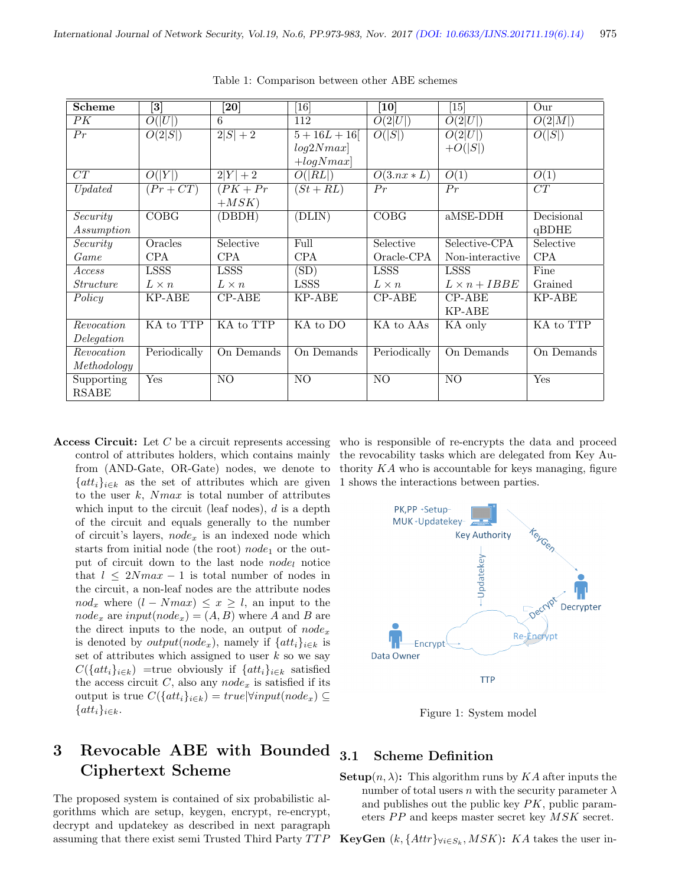Table 1: Comparison between other ABE schemes

| **Scheme** | **[3]** | **[20]** | [16] | **[10]** | [15] | Our |
|---|---|---|---|---|---|---|
| *PK* | $O(\|U\|)$ | 6 | 112 | $O(2\|U\|)$ | $O(2\|U\|)$ | $O(2\|M\|)$ |
| *Pr* | $O(2\|S\|)$ | $2\|S\|+2$ | $5+16L+16[log2Nmax] +logNmax]$ | $O(\|S\|)$ | $O(2\|U\|) +O(\|S\|)$ | $O(\|S\|)$ |
| *CT* | $O(\|Y\|)$ | $2\|Y\|+2$ | $O(\|RL\|)$ | $O(3.nx*L)$ | $O(1)$ | $O(1)$ |
| *Updated* | $(Pr+CT)$ | $(PK+Pr +MSK)$ | $(St+RL)$ | $Pr$ | $Pr$ | $CT$ |
| *Security Assumption* | COBG | (DBDH) | (DLIN) | COBG | aMSE-DDH | Decisional qBDHE |
| *Security Game* | Oracles CPA | Selective CPA | Full CPA | Selective Oracle-CPA | Selective-CPA Non-interactive | Selective CPA |
| *Access Structure* | LSSS $L \times n$ | LSSS $L \times n$ | (SD) LSSS | LSSS $L \times n$ | LSSS $L \times n + IBBE$ | Fine Grained |
| *Policy* | KP-ABE | CP-ABE | KP-ABE | CP-ABE | CP-ABE KP-ABE | KP-ABE |
| *Revocation Delegation* | KA to TTP | KA to TTP | KA to DO | KA to AAs | KA only | KA to TTP |
| *Revocation Methodology* | Periodically | On Demands | On Demands | Periodically | On Demands | On Demands |
| Supporting RSABE | Yes | NO | NO | NO | NO | Yes |

**Access Circuit:** Let $C$ be a circuit represents accessing control of attributes holders, which contains mainly from (AND-Gate, OR-Gate) nodes, we denote to $\{att_i\}_{i\in k}$ as the set of attributes which are given to the user $k$, $Nmax$ is total number of attributes which input to the circuit (leaf nodes), $d$ is a depth of the circuit and equals generally to the number of circuit's layers, $node_x$ is an indexed node which starts from initial node (the root) $node_1$ or the output of circuit down to the last node $node_l$ notice that $l \leq 2Nmax - 1$ is total number of nodes in the circuit, a non-leaf nodes are the attribute nodes $nod_x$ where $(l - Nmax) \leq x \geq l$, an input to the $node_x$ are $input(node_x) = (A, B)$ where $A$ and $B$ are the direct inputs to the node, an output of $node_x$ is denoted by $output(node_x)$, namely if $\{att_i\}_{i\in k}$ is set of attributes which assigned to user $k$ so we say $C(\{att_i\}_{i\in k})$ =true obviously if $\{att_i\}_{i\in k}$ satisfied the access circuit $C$, also any $node_x$ is satisfied if its output is true $C(\{att_i\}_{i\in k}) = true|\forall input(node_x) \subseteq \{att_i\}_{i\in k}$.

# 3 Revocable ABE with Bounded Ciphertext Scheme

The proposed system is contained of six probabilistic algorithms which are setup, keygen, encrypt, re-encrypt, decrypt and updatekey as described in next paragraph assuming that there exist semi Trusted Third Party $TTP$ who is responsible of re-encrypts the data and proceed the revocability tasks which are delegated from Key Authority $KA$ who is accountable for keys managing, figure 1 shows the interactions between parties.

Figure 1: System model

## 3.1 Scheme Definition

**Setup**$(n, \lambda)$**:** This algorithm runs by $KA$ after inputs the number of total users $n$ with the security parameter $\lambda$ and publishes out the public key $PK$, public parameters $PP$ and keeps master secret key $MSK$ secret.

**KeyGen** $(k, \{Attr\}_{\forall i\in S_k}, MSK)$**:** $KA$ takes the user in-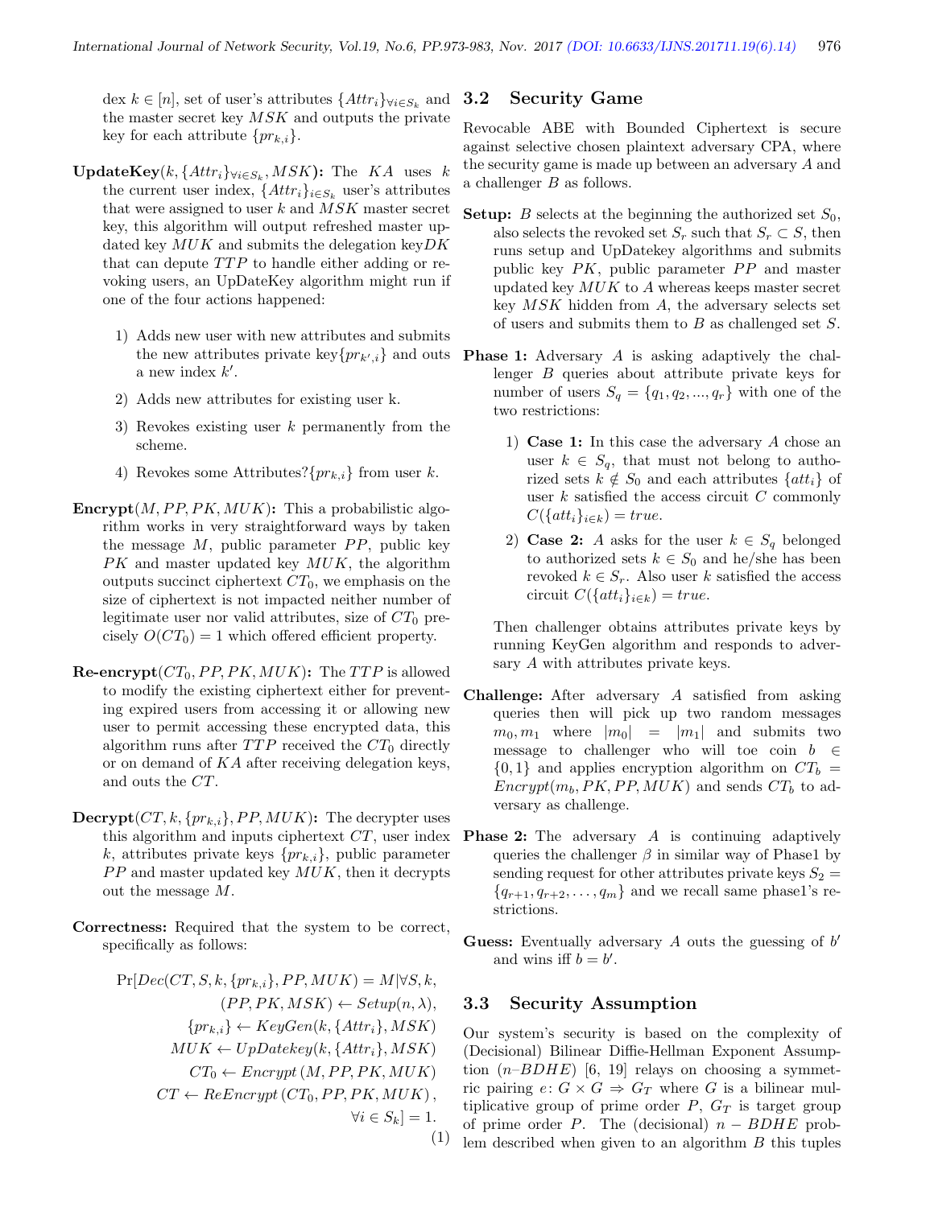dex $k \in [n]$, set of user's attributes $\{Attr_i\}_{\forall i \in S_k}$ and the master secret key $MSK$ and outputs the private key for each attribute $\{pr_{k,i}\}$.

**UpdateKey**($k, \{Attr_i\}_{\forall i \in S_k}, MSK$)**:** The $KA$ uses $k$ the current user index, $\{Attr_i\}_{i \in S_k}$ user's attributes that were assigned to user $k$ and $MSK$ master secret key, this algorithm will output refreshed master updated key $MUK$ and submits the delegation key$DK$ that can depute $TTP$ to handle either adding or revoking users, an UpDateKey algorithm might run if one of the four actions happened:

1) Adds new user with new attributes and submits the new attributes private key$\{pr_{k',i}\}$ and outs a new index $k'$.
2) Adds new attributes for existing user k.
3) Revokes existing user $k$ permanently from the scheme.
4) Revokes some Attributes?$\{pr_{k,i}\}$ from user $k$.

**Encrypt**($M, PP, PK, MUK$)**:** This a probabilistic algorithm works in very straightforward ways by taken the message $M$, public parameter $PP$, public key $PK$ and master updated key $MUK$, the algorithm outputs succinct ciphertext $CT_0$, we emphasis on the size of ciphertext is not impacted neither number of legitimate user nor valid attributes, size of $CT_0$ precisely $O(CT_0) = 1$ which offered efficient property.

**Re-encrypt**($CT_0, PP, PK, MUK$)**:** The $TTP$ is allowed to modify the existing ciphertext either for preventing expired users from accessing it or allowing new user to permit accessing these encrypted data, this algorithm runs after $TTP$ received the $CT_0$ directly or on demand of $KA$ after receiving delegation keys, and outs the $CT$.

**Decrypt**($CT, k, \{pr_{k,i}\}, PP, MUK$)**:** The decrypter uses this algorithm and inputs ciphertext $CT$, user index $k$, attributes private keys $\{pr_{k,i}\}$, public parameter $PP$ and master updated key $MUK$, then it decrypts out the message $M$.

**Correctness:** Required that the system to be correct, specifically as follows:

$$\begin{aligned}
\Pr[Dec(CT, S, k, \{pr_{k,i}\}, PP, MUK) = M | \forall S, k,\\
(PP, PK, MSK) \leftarrow Setup(n, \lambda),\\
\{pr_{k,i}\} \leftarrow KeyGen(k, \{Attr_i\}, MSK)\\
MUK \leftarrow UpDatekey(k, \{Attr_i\}, MSK)\\
CT_0 \leftarrow Encrypt\,(M, PP, PK, MUK)\\
CT \leftarrow ReEncrypt\,(CT_0, PP, PK, MUK)\,,\\
\forall i \in S_k] = 1.
\end{aligned} \tag{1}$$

## 3.2 Security Game

Revocable ABE with Bounded Ciphertext is secure against selective chosen plaintext adversary CPA, where the security game is made up between an adversary $A$ and a challenger $B$ as follows.

**Setup:** $B$ selects at the beginning the authorized set $S_0$, also selects the revoked set $S_r$ such that $S_r \subset S$, then runs setup and UpDatekey algorithms and submits public key $PK$, public parameter $PP$ and master updated key $MUK$ to $A$ whereas keeps master secret key $MSK$ hidden from $A$, the adversary selects set of users and submits them to $B$ as challenged set $S$.

**Phase 1:** Adversary $A$ is asking adaptively the challenger $B$ queries about attribute private keys for number of users $S_q = \{q_1, q_2, ..., q_r\}$ with one of the two restrictions:

1) **Case 1:** In this case the adversary $A$ chose an user $k \in S_q$, that must not belong to authorized sets $k \notin S_0$ and each attributes $\{att_i\}$ of user $k$ satisfied the access circuit $C$ commonly $C(\{att_i\}_{i \in k}) = true$.
2) **Case 2:** $A$ asks for the user $k \in S_q$ belonged to authorized sets $k \in S_0$ and he/she has been revoked $k \in S_r$. Also user $k$ satisfied the access circuit $C(\{att_i\}_{i \in k}) = true$.

Then challenger obtains attributes private keys by running KeyGen algorithm and responds to adversary $A$ with attributes private keys.

**Challenge:** After adversary $A$ satisfied from asking queries then will pick up two random messages $m_0, m_1$ where $|m_0| = |m_1|$ and submits two message to challenger who will toe coin $b \in \{0, 1\}$ and applies encryption algorithm on $CT_b = Encrypt(m_b, PK, PP, MUK)$ and sends $CT_b$ to adversary as challenge.

**Phase 2:** The adversary $A$ is continuing adaptively queries the challenger $\beta$ in similar way of Phase1 by sending request for other attributes private keys $S_2 = \{q_{r+1}, q_{r+2}, \ldots, q_m\}$ and we recall same phase1's restrictions.

**Guess:** Eventually adversary $A$ outs the guessing of $b'$ and wins iff $b = b'$.

## 3.3 Security Assumption

Our system's security is based on the complexity of (Decisional) Bilinear Diffie-Hellman Exponent Assumption ($n$–$BDHE$) [6, 19] relays on choosing a symmetric pairing $e\colon G \times G \Rightarrow G_T$ where $G$ is a bilinear multiplicative group of prime order $P$, $G_T$ is target group of prime order $P$. The (decisional) $n - BDHE$ problem described when given to an algorithm $B$ this tuples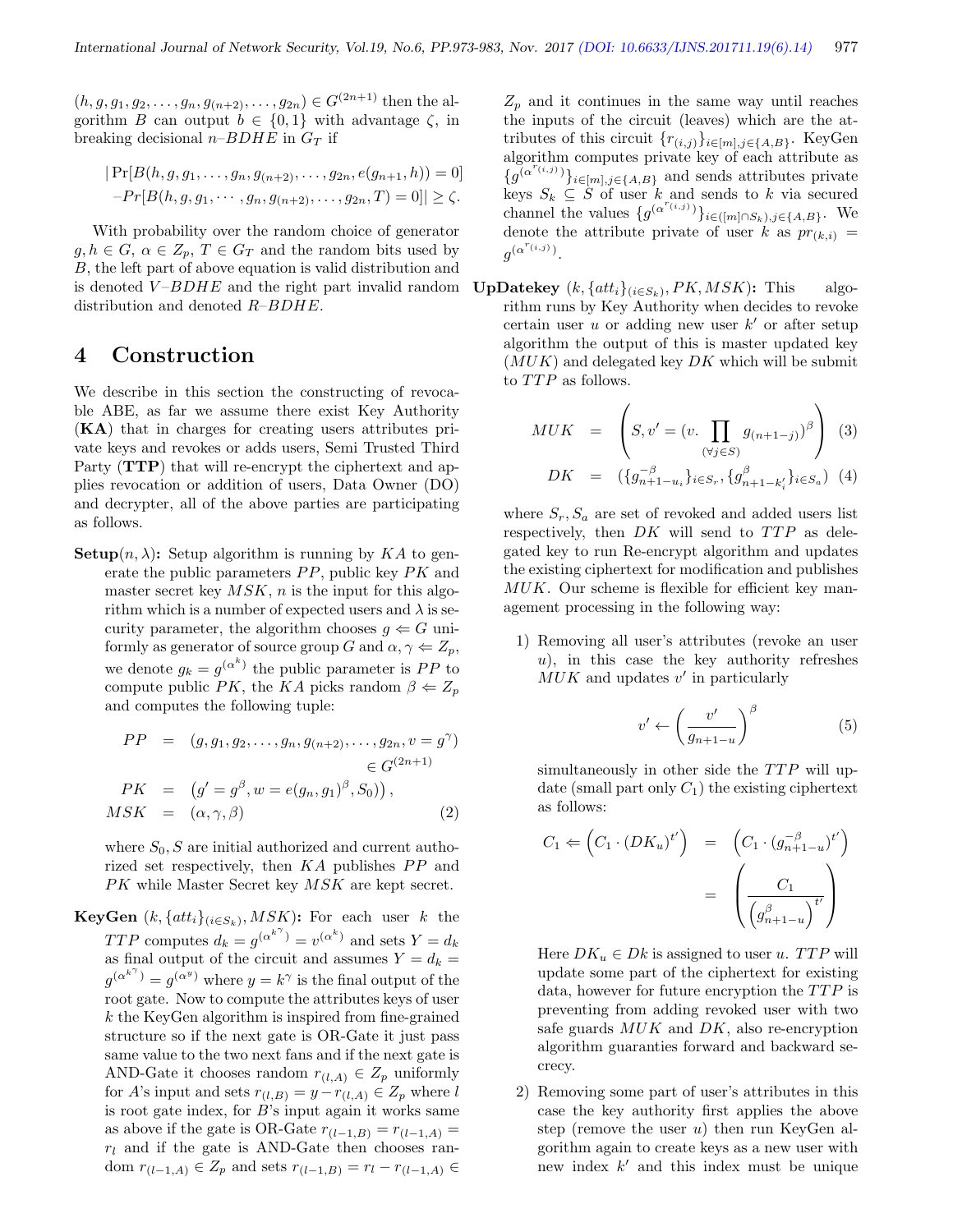$(h, g, g_1, g_2, \dots, g_n, g_{(n+2)}, \dots, g_{2n}) \in G^{(2n+1)}$ then the algorithm $B$ can output $b \in \{0,1\}$ with advantage $\zeta$, in breaking decisional $n$–$BDHE$ in $G_T$ if

$$
\begin{aligned}
&|\Pr[B(h, g, g_1, \dots, g_n, g_{(n+2)}, \dots, g_{2n}, e(g_{n+1}, h)) = 0] \\
&-Pr[B(h, g, g_1, \cdots, g_n, g_{(n+2)}, \dots, g_{2n}, T) = 0]| \geq \zeta.
\end{aligned}
$$

With probability over the random choice of generator $g, h \in G$, $\alpha \in Z_p$, $T \in G_T$ and the random bits used by $B$, the left part of above equation is valid distribution and is denoted $V$–$BDHE$ and the right part invalid random distribution and denoted $R$–$BDHE$.

# 4 Construction

We describe in this section the constructing of revocable ABE, as far we assume there exist Key Authority (**KA**) that in charges for creating users attributes private keys and revokes or adds users, Semi Trusted Third Party (**TTP**) that will re-encrypt the ciphertext and applies revocation or addition of users, Data Owner (DO) and decrypter, all of the above parties are participating as follows.

**Setup**$(n, \lambda)$**:** Setup algorithm is running by $KA$ to generate the public parameters $PP$, public key $PK$ and master secret key $MSK$, $n$ is the input for this algorithm which is a number of expected users and $\lambda$ is security parameter, the algorithm chooses $g \Leftarrow G$ uniformly as generator of source group $G$ and $\alpha, \gamma \Leftarrow Z_p$, we denote $g_k = g^{(\alpha^k)}$ the public parameter is $PP$ to compute public $PK$, the $KA$ picks random $\beta \Leftarrow Z_p$ and computes the following tuple:

$$
\begin{aligned}
PP &= (g, g_1, g_2, \dots, g_n, g_{(n+2)}, \dots, g_{2n}, v = g^{\gamma}) \\
&\qquad \in G^{(2n+1)} \\
PK &= \left(g' = g^{\beta}, w = e(g_n, g_1)^{\beta}, S_0)\right), \\
MSK &= (\alpha, \gamma, \beta) \qquad (2)
\end{aligned}
$$

where $S_0, S$ are initial authorized and current authorized set respectively, then $KA$ publishes $PP$ and $PK$ while Master Secret key $MSK$ are kept secret.

**KeyGen** $(k, \{att_i\}_{(i \in S_k)}, MSK)$**:** For each user $k$ the $TTP$ computes $d_k = g^{(\alpha^{k^{\gamma}})} = v^{(\alpha^k)}$ and sets $Y = d_k$ as final output of the circuit and assumes $Y = d_k = g^{(\alpha^{k^{\gamma}})} = g^{(\alpha^y)}$ where $y = k^{\gamma}$ is the final output of the root gate. Now to compute the attributes keys of user $k$ the KeyGen algorithm is inspired from fine-grained structure so if the next gate is OR-Gate it just pass same value to the two next fans and if the next gate is AND-Gate it chooses random $r_{(l,A)} \in Z_p$ uniformly for $A$'s input and sets $r_{(l,B)} = y - r_{(l,A)} \in Z_p$ where $l$ is root gate index, for $B$'s input again it works same as above if the gate is OR-Gate $r_{(l-1,B)} = r_{(l-1,A)} = r_l$ and if the gate is AND-Gate then chooses random $r_{(l-1,A)} \in Z_p$ and sets $r_{(l-1,B)} = r_l - r_{(l-1,A)} \in Z_p$ and it continues in the same way until reaches the inputs of the circuit (leaves) which are the attributes of this circuit $\{r_{(i,j)}\}_{i \in [m], j \in \{A,B\}}$. KeyGen algorithm computes private key of each attribute as $\{g^{(\alpha^{r_{(i,j)}})}\}_{i \in [m], j \in \{A,B\}}$ and sends attributes private keys $S_k \subseteq S$ of user $k$ and sends to $k$ via secured channel the values $\{g^{(\alpha^{r_{(i,j)}})}\}_{i \in ([m] \cap S_k), j \in \{A,B\}}$. We denote the attribute private of user $k$ as $pr_{(k,i)} = g^{(\alpha^{r_{(i,j)}})}$.

**UpDatekey** $(k, \{att_i\}_{(i \in S_k)}, PK, MSK)$**:** This algorithm runs by Key Authority when decides to revoke certain user $u$ or adding new user $k'$ or after setup algorithm the output of this is master updated key ($MUK$) and delegated key $DK$ which will be submit to $TTP$ as follows.

$$
\begin{aligned}
MUK &= \left(S, v' = (v. \prod_{(\forall j \in S)} g_{(n+1-j)})^{\beta}\right) \quad (3) \\
DK &= (\{g^{-\beta}_{n+1-u_i}\}_{i \in S_r}, \{g^{\beta}_{n+1-k'_i}\}_{i \in S_a}) \quad (4)
\end{aligned}
$$

where $S_r, S_a$ are set of revoked and added users list respectively, then $DK$ will send to $TTP$ as delegated key to run Re-encrypt algorithm and updates the existing ciphertext for modification and publishes $MUK$. Our scheme is flexible for efficient key management processing in the following way:

1) Removing all user's attributes (revoke an user $u$), in this case the key authority refreshes $MUK$ and updates $v'$ in particularly

$$
v' \leftarrow \left(\frac{v'}{g_{n+1-u}}\right)^{\beta} \quad (5)
$$

simultaneously in other side the $TTP$ will update (small part only $C_1$) the existing ciphertext as follows:

$$
\begin{aligned}
C_1 \Leftarrow \left(C_1 \cdot (DK_u)^{t'}\right) &= \left(C_1 \cdot (g^{-\beta}_{n+1-u})^{t'}\right) \\
&= \left(\frac{C_1}{\left(g^{\beta}_{n+1-u}\right)^{t'}}\right)
\end{aligned}
$$

Here $DK_u \in Dk$ is assigned to user $u$. $TTP$ will update some part of the ciphertext for existing data, however for future encryption the $TTP$ is preventing from adding revoked user with two safe guards $MUK$ and $DK$, also re-encryption algorithm guaranties forward and backward secrecy.

2) Removing some part of user's attributes in this case the key authority first applies the above step (remove the user $u$) then run KeyGen algorithm again to create keys as a new user with new index $k'$ and this index must be unique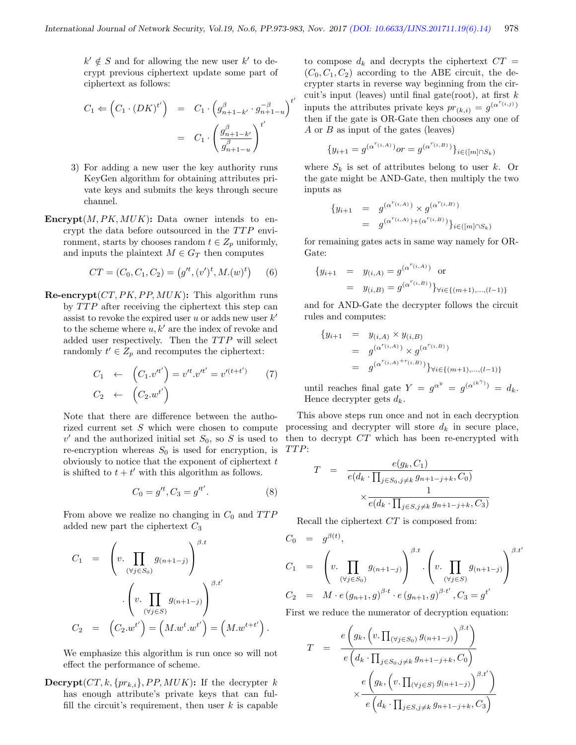$k' \notin S$ and for allowing the new user $k'$ to decrypt previous ciphertext update some part of ciphertext as follows:

$$C_1 \Leftarrow \left(C_1 \cdot (DK)^{t'}\right) = C_1 \cdot \left(g^{\beta}_{n+1-k'} \cdot g^{-\beta}_{n+1-u}\right)^{t'} = C_1 \cdot \left(\frac{g^{\beta}_{n+1-k'}}{g^{\beta}_{n+1-u}}\right)^{t'}$$

3) For adding a new user the key authority runs KeyGen algorithm for obtaining attributes private keys and submits the keys through secure channel.

**Encrypt**$(M, PK, MUK)$**:** Data owner intends to encrypt the data before outsourced in the $TTP$ environment, starts by chooses random $t \in Z_p$ uniformly, and inputs the plaintext $M \in G_T$ then computes

$$CT = (C_0, C_1, C_2) = \left(g'^t, (v')^t, M.(w)^t\right) \quad (6)$$

**Re-encrypt**$(CT, PK, PP, MUK)$**:** This algorithm runs by $TTP$ after receiving the ciphertext this step can assist to revoke the expired user $u$ or adds new user $k'$ to the scheme where $u, k'$ are the index of revoke and added user respectively. Then the $TTP$ will select randomly $t' \in Z_p$ and recomputes the ciphertext:

$$\begin{aligned} C_1 &\leftarrow \left(C_1.v'^{t'}\right) = v'^t.v'^{t'} = v'^{(t+t')} \quad (7) \\ C_2 &\leftarrow \left(C_2.w^{t'}\right) \end{aligned}$$

Note that there are difference between the authorized current set $S$ which were chosen to compute $v'$ and the authorized initial set $S_0$, so $S$ is used to re-encryption whereas $S_0$ is used for encryption, is obviously to notice that the exponent of ciphertext $t$ is shifted to $t + t'$ with this algorithm as follows.

$$C_0 = g'^t, C_3 = g'^{t'}. \quad (8)$$

From above we realize no changing in $C_0$ and $TTP$ added new part the ciphertext $C_3$

$$\begin{aligned} C_1 &= \left(v. \prod_{(\forall j \in S_0)} g_{(n+1-j)}\right)^{\beta.t} \\ &\quad \cdot \left(v. \prod_{(\forall j \in S)} g_{(n+1-j)}\right)^{\beta.t'} \\ C_2 &= \left(C_2.w^{t'}\right) = \left(M.w^t.w^{t'}\right) = \left(M.w^{t+t'}\right). \end{aligned}$$

We emphasize this algorithm is run once so will not effect the performance of scheme.

**Decrypt**$(CT, k, \{pr_{k,i}\}, PP, MUK)$**:** If the decrypter $k$ has enough attribute's private keys that can fulfill the circuit's requirement, then user $k$ is capable to compose $d_k$ and decrypts the ciphertext $CT = (C_0, C_1, C_2)$ according to the ABE circuit, the decrypter starts in reverse way beginning from the circuit's input (leaves) until final gate(root), at first $k$ inputs the attributes private keys $pr_{(k,i)} = g^{(\alpha^{r_{(i,j)}})}$ then if the gate is OR-Gate then chooses any one of $A$ or $B$ as input of the gates (leaves)

$$\{y_{i+1} = g^{(\alpha^{r_{(i,A)}})} or = g^{(\alpha^{r_{(i,B)}})}\}_{i \in ([m] \cap S_k)}$$

where $S_k$ is set of attributes belong to user $k$. Or the gate might be AND-Gate, then multiply the two inputs as

$$\begin{aligned} \{y_{i+1} &= g^{(\alpha^{r_{(i,A)}})} \times g^{(\alpha^{r_{(i,B)}})} \\ &= g^{(\alpha^{r_{(i,A)}}) + (\alpha^{r_{(i,B)}})}\}_{i \in ([m] \cap S_k)} \end{aligned}$$

for remaining gates acts in same way namely for OR-Gate:

$$\begin{aligned} \{y_{i+1} &= y_{(i,A)} = g^{(\alpha^{r_{(i,A)}})} \quad \text{or} \\ &= y_{(i,B)} = g^{(\alpha^{r_{(i,B)}})}\}_{\forall i \in \{(m+1), \ldots, (l-1)\}} \end{aligned}$$

and for AND-Gate the decrypter follows the circuit rules and computes:

$$\begin{aligned} \{y_{i+1} &= y_{(i,A)} \times y_{(i,B)} \\ &= g^{(\alpha^{r_{(i,A)}})} \times g^{(\alpha^{r_{(i,B)}})} \\ &= g^{(\alpha^{r_{(i,A)} + r_{(i,B)}})}\}_{\forall i \in \{(m+1), \ldots, (l-1)\}} \end{aligned}$$

until reaches final gate $Y = g^{\alpha^y} = g^{(\alpha^{(k^\gamma)})} = d_k$. Hence decrypter gets $d_k$.

This above steps run once and not in each decryption processing and decrypter will store $d_k$ in secure place, then to decrypt $CT$ which has been re-encrypted with $TTP$:

$$T = \frac{e(g_k, C_1)}{e(d_k \cdot \prod_{j \in S_0, j \neq k} g_{n+1-j+k}, C_0)} \times \frac{1}{e(d_k \cdot \prod_{j \in S, j \neq k} g_{n+1-j+k}, C_3)}$$

Recall the ciphertext $CT$ is composed from:

$$\begin{aligned} C_0 &= g^{\beta(t)}, \\ C_1 &= \left(v. \prod_{(\forall j \in S_0)} g_{(n+1-j)}\right)^{\beta.t} \cdot \left(v. \prod_{(\forall j \in S)} g_{(n+1-j)}\right)^{\beta.t'} \\ C_2 &= M \cdot e\left(g_{n+1}, g\right)^{\beta \cdot t} \cdot e\left(g_{n+1}, g\right)^{\beta.t'}, C_3 = g^{t'} \end{aligned}$$

First we reduce the numerator of decryption equation:

$$T = \frac{e\left(g_k, \left(v. \prod_{(\forall j \in S_0)} g_{(n+1-j)}\right)^{\beta.t}\right)}{e\left(d_k \cdot \prod_{j \in S_0, j \neq k} g_{n+1-j+k}, C_0\right)} \times \frac{e\left(g_k, \left(v. \prod_{(\forall j \in S)} g_{(n+1-j)}\right)^{\beta.t'}\right)}{e\left(d_k \cdot \prod_{j \in S, j \neq k} g_{n+1-j+k}, C_3\right)}$$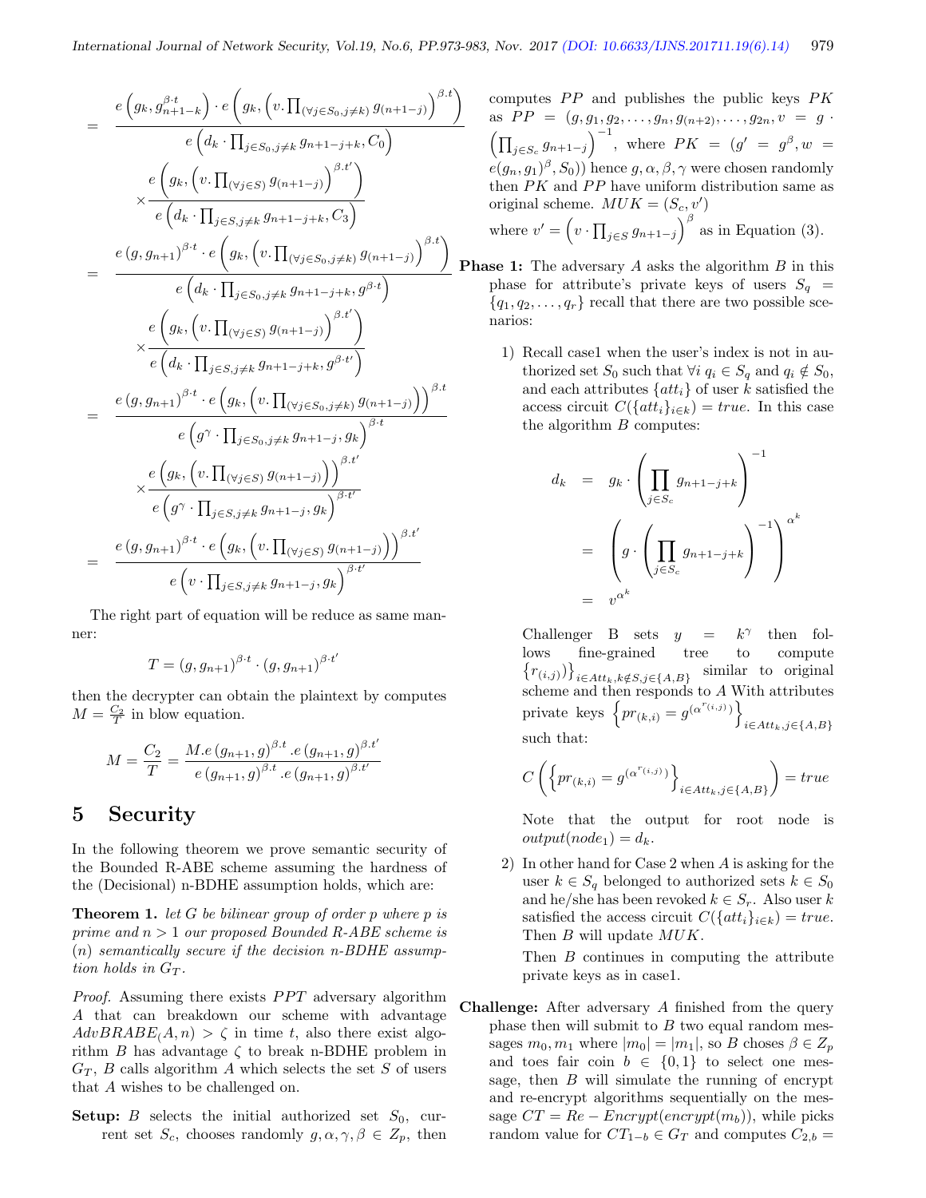$$
\begin{aligned}
&= \frac{e\left(g_k, g_{n+1-k}^{\beta\cdot t}\right)\cdot e\left(g_k, \left(v.\prod_{(\forall j\in S_0, j\neq k)} g_{(n+1-j)}\right)^{\beta\cdot t}\right)}{e\left(d_k\cdot\prod_{j\in S_0, j\neq k} g_{n+1-j+k}, C_0\right)} \\
&\quad \times \frac{e\left(g_k, \left(v.\prod_{(\forall j\in S)} g_{(n+1-j)}\right)^{\beta\cdot t'}\right)}{e\left(d_k\cdot\prod_{j\in S, j\neq k} g_{n+1-j+k}, C_3\right)} \\
&= \frac{e\left(g, g_{n+1}\right)^{\beta\cdot t}\cdot e\left(g_k, \left(v.\prod_{(\forall j\in S_0, j\neq k)} g_{(n+1-j)}\right)^{\beta\cdot t}\right)}{e\left(d_k\cdot\prod_{j\in S_0, j\neq k} g_{n+1-j+k}, g^{\beta\cdot t}\right)} \\
&\quad \times \frac{e\left(g_k, \left(v.\prod_{(\forall j\in S)} g_{(n+1-j)}\right)^{\beta\cdot t'}\right)}{e\left(d_k\cdot\prod_{j\in S, j\neq k} g_{n+1-j+k}, g^{\beta\cdot t'}\right)} \\
&= \frac{e\left(g, g_{n+1}\right)^{\beta\cdot t}\cdot e\left(g_k, \left(v.\prod_{(\forall j\in S_0, j\neq k)} g_{(n+1-j)}\right)\right)^{\beta\cdot t}}{e\left(g^{\gamma}\cdot\prod_{j\in S_0, j\neq k} g_{n+1-j}, g_k\right)^{\beta\cdot t}} \\
&\quad \times \frac{e\left(g_k, \left(v.\prod_{(\forall j\in S)} g_{(n+1-j)}\right)\right)^{\beta\cdot t'}}{e\left(g^{\gamma}\cdot\prod_{j\in S, j\neq k} g_{n+1-j}, g_k\right)^{\beta\cdot t'}} \\
&= \frac{e\left(g, g_{n+1}\right)^{\beta\cdot t}\cdot e\left(g_k, \left(v.\prod_{(\forall j\in S)} g_{(n+1-j)}\right)\right)^{\beta\cdot t'}}{e\left(v\cdot\prod_{j\in S, j\neq k} g_{n+1-j}, g_k\right)^{\beta\cdot t'}}
\end{aligned}
$$

The right part of equation will be reduce as same manner:

$$T = (g, g_{n+1})^{\beta\cdot t}\cdot(g, g_{n+1})^{\beta\cdot t'}$$

then the decrypter can obtain the plaintext by computes $M = \frac{C_2}{T}$ in blow equation.

$$M = \frac{C_2}{T} = \frac{M.e\left(g_{n+1}, g\right)^{\beta\cdot t}.e\left(g_{n+1}, g\right)^{\beta\cdot t'}}{e\left(g_{n+1}, g\right)^{\beta\cdot t}.e\left(g_{n+1}, g\right)^{\beta\cdot t'}}$$

## 5 Security

In the following theorem we prove semantic security of the Bounded R-ABE scheme assuming the hardness of the (Decisional) n-BDHE assumption holds, which are:

**Theorem 1.** *let $G$ be bilinear group of order $p$ where $p$ is prime and $n > 1$ our proposed Bounded R-ABE scheme is $(n)$ semantically secure if the decision n-BDHE assumption holds in $G_T$.*

*Proof.* Assuming there exists $PPT$ adversary algorithm $A$ that can breakdown our scheme with advantage $AdvBRABE_(A, n) > \zeta$ in time $t$, also there exist algorithm $B$ has advantage $\zeta$ to break n-BDHE problem in $G_T$, $B$ calls algorithm $A$ which selects the set $S$ of users that $A$ wishes to be challenged on.

**Setup:** $B$ selects the initial authorized set $S_0$, current set $S_c$, chooses randomly $g, \alpha, \gamma, \beta \in Z_p$, then computes $PP$ and publishes the public keys $PK$ as $PP = (g, g_1, g_2, \ldots, g_n, g_{(n+2)}, \ldots, g_{2n}, v = g\cdot\left(\prod_{j\in S_c} g_{n+1-j}\right)^{-1}$, where $PK = (g' = g^{\beta}, w = e(g_n, g_1)^{\beta}, S_0))$ hence $g, \alpha, \beta, \gamma$ were chosen randomly then $PK$ and $PP$ have uniform distribution same as original scheme. $MUK = (S_c, v')$

where $v' = \left(v\cdot\prod_{j\in S} g_{n+1-j}\right)^{\beta}$ as in Equation (3).

**Phase 1:** The adversary $A$ asks the algorithm $B$ in this phase for attribute's private keys of users $S_q = \{q_1, q_2, \ldots, q_r\}$ recall that there are two possible scenarios:

1) Recall case1 when the user's index is not in authorized set $S_0$ such that $\forall i\ q_i \in S_q$ and $q_i \notin S_0$, and each attributes $\{att_i\}$ of user $k$ satisfied the access circuit $C(\{att_i\}_{i\in k}) = true$. In this case the algorithm $B$ computes:

$$
\begin{aligned}
d_k &= g_k\cdot\left(\prod_{j\in S_c} g_{n+1-j+k}\right)^{-1} \\
&= \left(g\cdot\left(\prod_{j\in S_c} g_{n+1-j+k}\right)^{-1}\right)^{\alpha^k} \\
&= v^{\alpha^k}
\end{aligned}
$$

Challenger B sets $y = k^{\gamma}$ then follows fine-grained tree to compute $\left\{r_{(i,j)}\right\}_{i\in Att_k, k\notin S, j\in\{A,B\}}$ similar to original scheme and then responds to $A$ With attributes private keys $\left\{pr_{(k,i)} = g^{(\alpha^{r_{(i,j)}})}\right\}_{i\in Att_k, j\in\{A,B\}}$ such that:

$$C\left(\left\{pr_{(k,i)} = g^{(\alpha^{r_{(i,j)}})}\right\}_{i\in Att_k, j\in\{A,B\}}\right) = true$$

Note that the output for root node is $output(node_1) = d_k$.

2) In other hand for Case 2 when $A$ is asking for the user $k \in S_q$ belonged to authorized sets $k \in S_0$ and he/she has been revoked $k \in S_r$. Also user $k$ satisfied the access circuit $C(\{att_i\}_{i\in k}) = true$. Then $B$ will update $MUK$.

   Then $B$ continues in computing the attribute private keys as in case1.

**Challenge:** After adversary $A$ finished from the query phase then will submit to $B$ two equal random messages $m_0, m_1$ where $|m_0| = |m_1|$, so $B$ choses $\beta \in Z_p$ and toes fair coin $b \in \{0, 1\}$ to select one message, then $B$ will simulate the running of encrypt and re-encrypt algorithms sequentially on the message $CT = Re-Encrypt(encrypt(m_b))$, while picks random value for $CT_{1-b} \in G_T$ and computes $C_{2,b} =$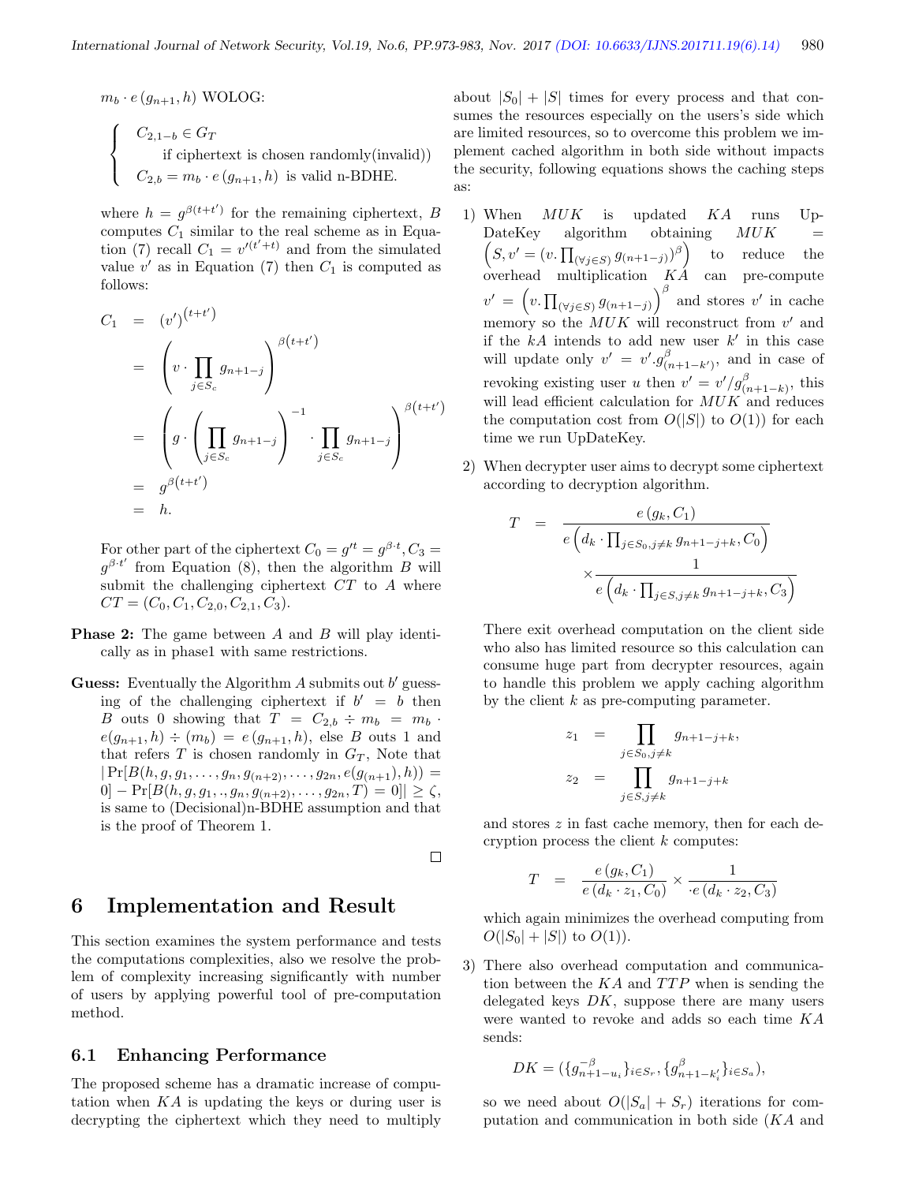$m_b \cdot e(g_{n+1}, h)$ WOLOG:

$$\begin{cases} C_{2,1-b} \in G_T \\ \quad \text{if ciphertext is chosen randomly(invalid))} \\ C_{2,b} = m_b \cdot e(g_{n+1}, h) \text{ is valid n-BDHE.} \end{cases}$$

where $h = g^{\beta(t+t')}$ for the remaining ciphertext, $B$ computes $C_1$ similar to the real scheme as in Equation (7) recall $C_1 = v'^{(t'+t)}$ and from the simulated value $v'$ as in Equation (7) then $C_1$ is computed as follows:

$$\begin{aligned} C_1 &= (v')^{(t+t')} \\ &= \left(v \cdot \prod_{j \in S_c} g_{n+1-j}\right)^{\beta(t+t')} \\ &= \left(g \cdot \left(\prod_{j \in S_c} g_{n+1-j}\right)^{-1} \cdot \prod_{j \in S_c} g_{n+1-j}\right)^{\beta(t+t')} \\ &= g^{\beta(t+t')} \\ &= h. \end{aligned}$$

For other part of the ciphertext $C_0 = g'^t = g^{\beta \cdot t}, C_3 = g^{\beta \cdot t'}$ from Equation (8), then the algorithm $B$ will submit the challenging ciphertext $CT$ to $A$ where $CT = (C_0, C_1, C_{2,0}, C_{2,1}, C_3)$.

**Phase 2:** The game between $A$ and $B$ will play identically as in phase1 with same restrictions.

**Guess:** Eventually the Algorithm $A$ submits out $b'$ guessing of the challenging ciphertext if $b' = b$ then $B$ outs 0 showing that $T = C_{2,b} \div m_b = m_b \cdot e(g_{n+1}, h) \div (m_b) = e(g_{n+1}, h)$, else $B$ outs 1 and that refers $T$ is chosen randomly in $G_T$, Note that $|\Pr[B(h, g, g_1, \ldots, g_n, g_{(n+2)}, \ldots, g_{2n}, e(g_{(n+1)}, h)) = 0] - \Pr[B(h, g, g_1, ., g_n, g_{(n+2)}, \ldots, g_{2n}, T) = 0]| \geq \zeta$, is same to (Decisional)n-BDHE assumption and that is the proof of Theorem 1.

□

# 6 Implementation and Result

This section examines the system performance and tests the computations complexities, also we resolve the problem of complexity increasing significantly with number of users by applying powerful tool of pre-computation method.

## 6.1 Enhancing Performance

The proposed scheme has a dramatic increase of computation when $KA$ is updating the keys or during user is decrypting the ciphertext which they need to multiply about $|S_0| + |S|$ times for every process and that consumes the resources especially on the users's side which are limited resources, so to overcome this problem we implement cached algorithm in both side without impacts the security, following equations shows the caching steps as:

1) When $MUK$ is updated $KA$ runs UpDateKey algorithm obtaining $MUK = \left(S, v' = (v. \prod_{(\forall j \in S)} g_{(n+1-j)})^{\beta}\right)$ to reduce the overhead multiplication $KA$ can pre-compute $v' = \left(v. \prod_{(\forall j \in S)} g_{(n+1-j)}\right)^{\beta}$ and stores $v'$ in cache memory so the $MUK$ will reconstruct from $v'$ and if the $kA$ intends to add new user $k'$ in this case will update only $v' = v'.g^{\beta}_{(n+1-k')}$, and in case of revoking existing user $u$ then $v' = v'/g^{\beta}_{(n+1-k)}$, this will lead efficient calculation for $MUK$ and reduces the computation cost from $O(|S|)$ to $O(1)$) for each time we run UpDateKey.

2) When decrypter user aims to decrypt some ciphertext according to decryption algorithm.

$$T = \frac{e(g_k, C_1)}{e\left(d_k \cdot \prod_{j \in S_0, j \neq k} g_{n+1-j+k}, C_0\right)} \times \frac{1}{e\left(d_k \cdot \prod_{j \in S, j \neq k} g_{n+1-j+k}, C_3\right)}$$

There exit overhead computation on the client side who also has limited resource so this calculation can consume huge part from decrypter resources, again to handle this problem we apply caching algorithm by the client $k$ as pre-computing parameter.

$$\begin{aligned} z_1 &= \prod_{j \in S_0, j \neq k} g_{n+1-j+k}, \\ z_2 &= \prod_{j \in S, j \neq k} g_{n+1-j+k} \end{aligned}$$

and stores $z$ in fast cache memory, then for each decryption process the client $k$ computes:

$$T = \frac{e(g_k, C_1)}{e(d_k \cdot z_1, C_0)} \times \frac{1}{\cdot e(d_k \cdot z_2, C_3)}$$

which again minimizes the overhead computing from $O(|S_0| + |S|)$ to $O(1)$).

3) There also overhead computation and communication between the $KA$ and $TTP$ when is sending the delegated keys $DK$, suppose there are many users were wanted to revoke and adds so each time $KA$ sends:

$$DK = (\{g^{-\beta}_{n+1-u_i}\}_{i \in S_r}, \{g^{\beta}_{n+1-k'_i}\}_{i \in S_a}),$$

so we need about $O(|S_a| + S_r)$ iterations for computation and communication in both side ($KA$ and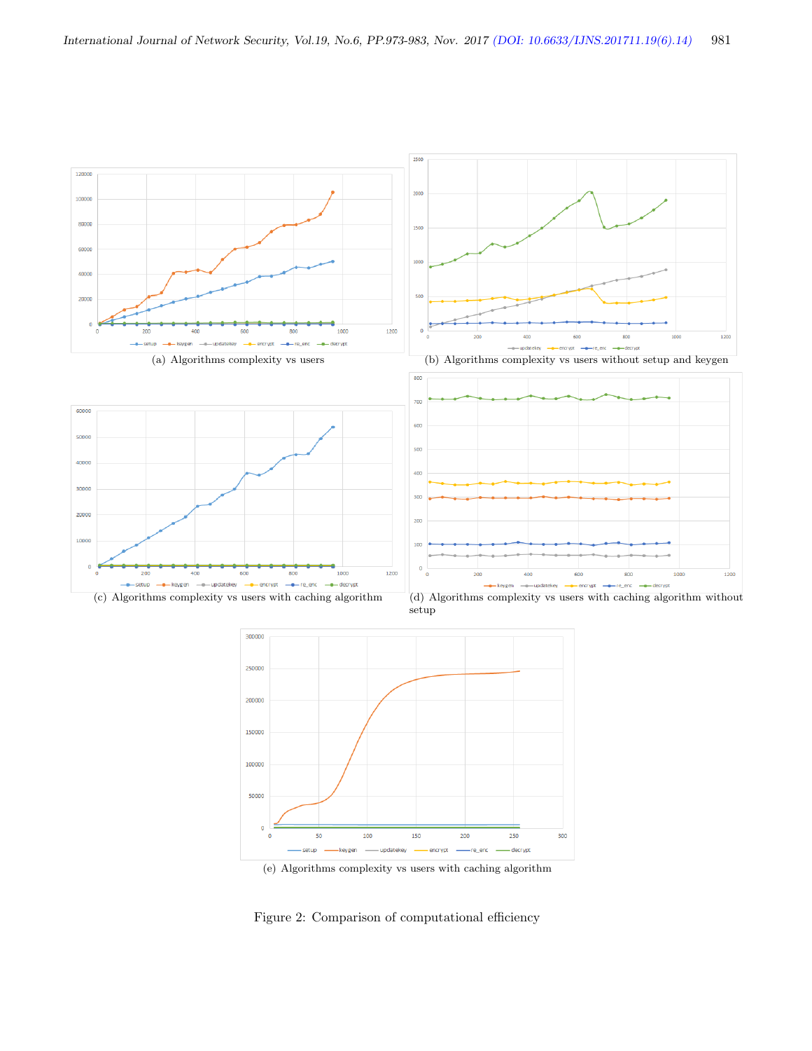(a) Algorithms complexity vs users

(b) Algorithms complexity vs users without setup and keygen

(c) Algorithms complexity vs users with caching algorithm

(d) Algorithms complexity vs users with caching algorithm without setup

(e) Algorithms complexity vs users with caching algorithm

Figure 2: Comparison of computational efficiency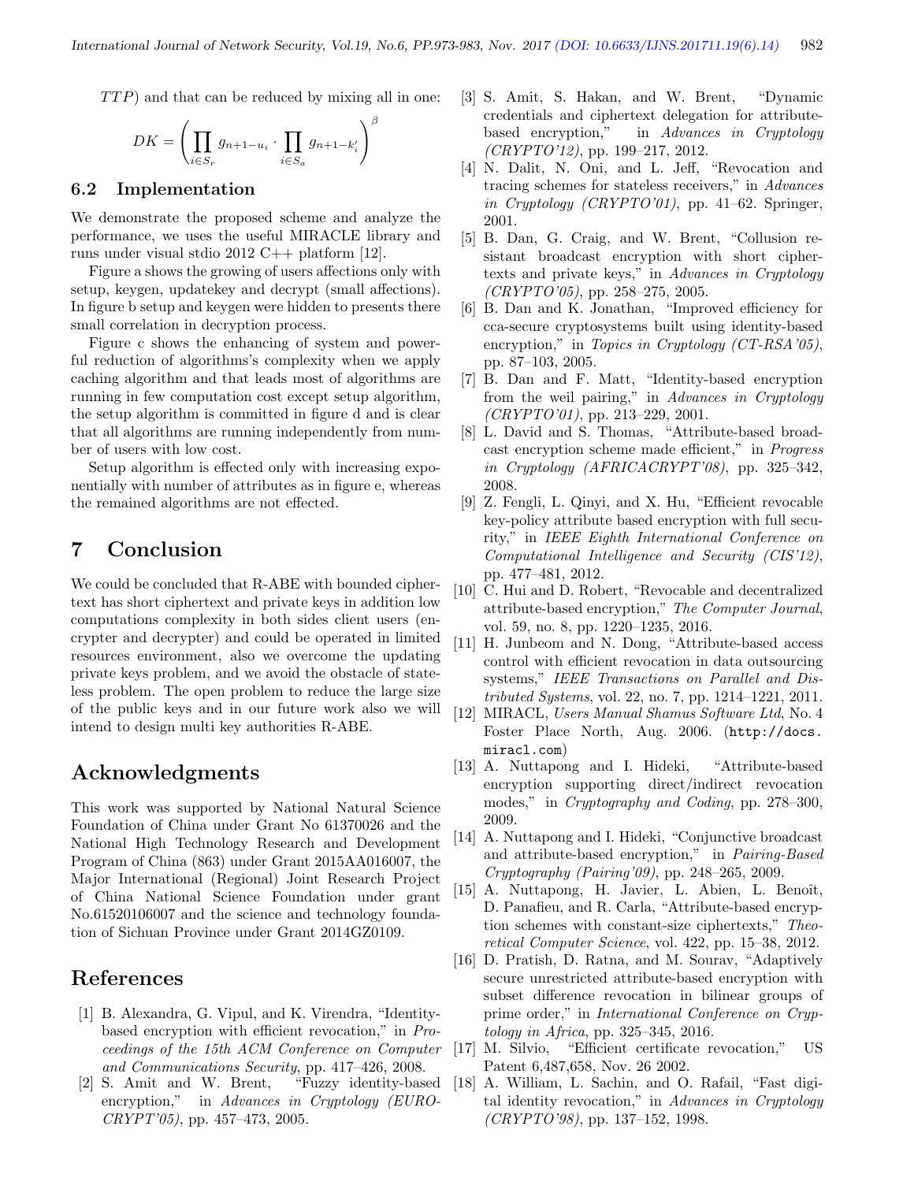$TTP$) and that can be reduced by mixing all in one:

$$DK = \left( \prod_{i \in S_r} g_{n+1-u_i} \cdot \prod_{i \in S_a} g_{n+1-k'_i} \right)^{\beta}$$

### 6.2 Implementation

We demonstrate the proposed scheme and analyze the performance, we uses the useful MIRACLE library and runs under visual stdio 2012 C++ platform [12].

Figure a shows the growing of users affections only with setup, keygen, updatekey and decrypt (small affections). In figure b setup and keygen were hidden to presents there small correlation in decryption process.

Figure c shows the enhancing of system and powerful reduction of algorithms's complexity when we apply caching algorithm and that leads most of algorithms are running in few computation cost except setup algorithm, the setup algorithm is committed in figure d and is clear that all algorithms are running independently from number of users with low cost.

Setup algorithm is effected only with increasing exponentially with number of attributes as in figure e, whereas the remained algorithms are not effected.

## 7 Conclusion

We could be concluded that R-ABE with bounded ciphertext has short ciphertext and private keys in addition low computations complexity in both sides client users (encrypter and decrypter) and could be operated in limited resources environment, also we overcome the updating private keys problem, and we avoid the obstacle of stateless problem. The open problem to reduce the large size of the public keys and in our future work also we will intend to design multi key authorities R-ABE.

## Acknowledgments

This work was supported by National Natural Science Foundation of China under Grant No 61370026 and the National High Technology Research and Development Program of China (863) under Grant 2015AA016007, the Major International (Regional) Joint Research Project of China National Science Foundation under grant No.61520106007 and the science and technology foundation of Sichuan Province under Grant 2014GZ0109.

## References

[1] B. Alexandra, G. Vipul, and K. Virendra, "Identity-based encryption with efficient revocation," in *Proceedings of the 15th ACM Conference on Computer and Communications Security*, pp. 417–426, 2008.

[2] S. Amit and W. Brent, "Fuzzy identity-based encryption," in *Advances in Cryptology (EUROCRYPT'05)*, pp. 457–473, 2005.

[3] S. Amit, S. Hakan, and W. Brent, "Dynamic credentials and ciphertext delegation for attribute-based encryption," in *Advances in Cryptology (CRYPTO'12)*, pp. 199–217, 2012.

[4] N. Dalit, N. Oni, and L. Jeff, "Revocation and tracing schemes for stateless receivers," in *Advances in Cryptology (CRYPTO'01)*, pp. 41–62. Springer, 2001.

[5] B. Dan, G. Craig, and W. Brent, "Collusion resistant broadcast encryption with short ciphertexts and private keys," in *Advances in Cryptology (CRYPTO'05)*, pp. 258–275, 2005.

[6] B. Dan and K. Jonathan, "Improved efficiency for cca-secure cryptosystems built using identity-based encryption," in *Topics in Cryptology (CT-RSA'05)*, pp. 87–103, 2005.

[7] B. Dan and F. Matt, "Identity-based encryption from the weil pairing," in *Advances in Cryptology (CRYPTO'01)*, pp. 213–229, 2001.

[8] L. David and S. Thomas, "Attribute-based broadcast encryption scheme made efficient," in *Progress in Cryptology (AFRICACRYPT'08)*, pp. 325–342, 2008.

[9] Z. Fengli, L. Qinyi, and X. Hu, "Efficient revocable key-policy attribute based encryption with full security," in *IEEE Eighth International Conference on Computational Intelligence and Security (CIS'12)*, pp. 477–481, 2012.

[10] C. Hui and D. Robert, "Revocable and decentralized attribute-based encryption," *The Computer Journal*, vol. 59, no. 8, pp. 1220–1235, 2016.

[11] H. Junbeom and N. Dong, "Attribute-based access control with efficient revocation in data outsourcing systems," *IEEE Transactions on Parallel and Distributed Systems*, vol. 22, no. 7, pp. 1214–1221, 2011.

[12] MIRACL, *Users Manual Shamus Software Ltd*, No. 4 Foster Place North, Aug. 2006. (http://docs.miracl.com)

[13] A. Nuttapong and I. Hideki, "Attribute-based encryption supporting direct/indirect revocation modes," in *Cryptography and Coding*, pp. 278–300, 2009.

[14] A. Nuttapong and I. Hideki, "Conjunctive broadcast and attribute-based encryption," in *Pairing-Based Cryptography (Pairing'09)*, pp. 248–265, 2009.

[15] A. Nuttapong, H. Javier, L. Abien, L. Benoît, D. Panafieu, and R. Carla, "Attribute-based encryption schemes with constant-size ciphertexts," *Theoretical Computer Science*, vol. 422, pp. 15–38, 2012.

[16] D. Pratish, D. Ratna, and M. Sourav, "Adaptively secure unrestricted attribute-based encryption with subset difference revocation in bilinear groups of prime order," in *International Conference on Cryptology in Africa*, pp. 325–345, 2016.

[17] M. Silvio, "Efficient certificate revocation," US Patent 6,487,658, Nov. 26 2002.

[18] A. William, L. Sachin, and O. Rafail, "Fast digital identity revocation," in *Advances in Cryptology (CRYPTO'98)*, pp. 137–152, 1998.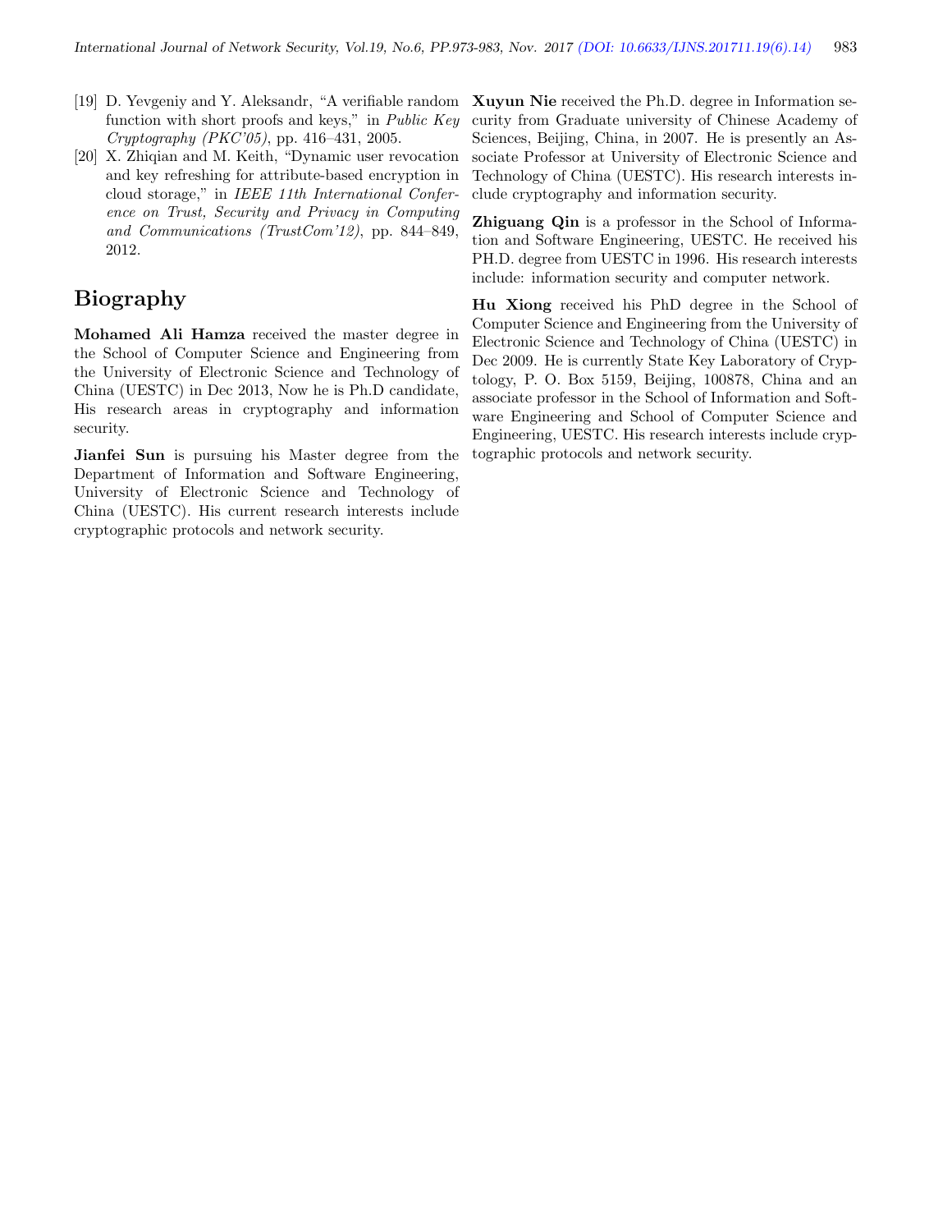[19] D. Yevgeniy and Y. Aleksandr, "A verifiable random function with short proofs and keys," in *Public Key Cryptography (PKC'05)*, pp. 416–431, 2005.

[20] X. Zhiqian and M. Keith, "Dynamic user revocation and key refreshing for attribute-based encryption in cloud storage," in *IEEE 11th International Conference on Trust, Security and Privacy in Computing and Communications (TrustCom'12)*, pp. 844–849, 2012.

# Biography

**Mohamed Ali Hamza** received the master degree in the School of Computer Science and Engineering from the University of Electronic Science and Technology of China (UESTC) in Dec 2013, Now he is Ph.D candidate, His research areas in cryptography and information security.

**Jianfei Sun** is pursuing his Master degree from the Department of Information and Software Engineering, University of Electronic Science and Technology of China (UESTC). His current research interests include cryptographic protocols and network security.

**Xuyun Nie** received the Ph.D. degree in Information security from Graduate university of Chinese Academy of Sciences, Beijing, China, in 2007. He is presently an Associate Professor at University of Electronic Science and Technology of China (UESTC). His research interests include cryptography and information security.

**Zhiguang Qin** is a professor in the School of Information and Software Engineering, UESTC. He received his PH.D. degree from UESTC in 1996. His research interests include: information security and computer network.

**Hu Xiong** received his PhD degree in the School of Computer Science and Engineering from the University of Electronic Science and Technology of China (UESTC) in Dec 2009. He is currently State Key Laboratory of Cryptology, P. O. Box 5159, Beijing, 100878, China and an associate professor in the School of Information and Software Engineering and School of Computer Science and Engineering, UESTC. His research interests include cryptographic protocols and network security.